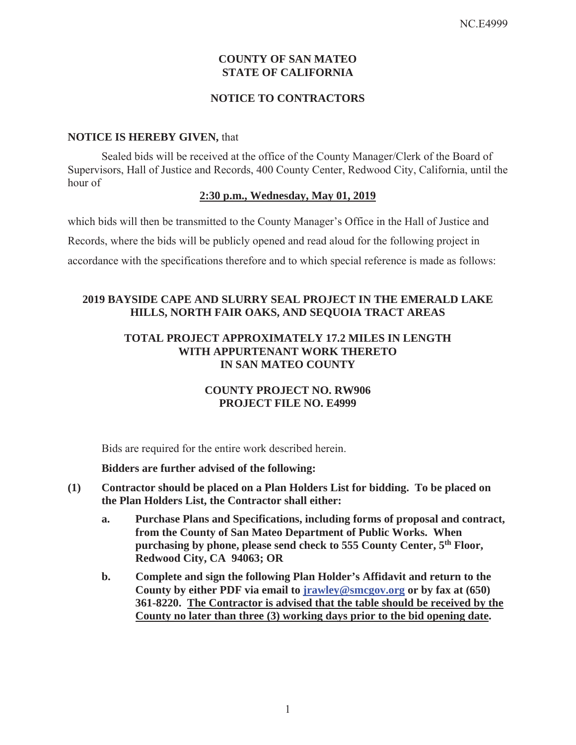NC.E4999

# COUNTY OF SAN MATEO
# STATE OF CALIFORNIA

## NOTICE TO CONTRACTORS

**NOTICE IS HEREBY GIVEN,** that

Sealed bids will be received at the office of the County Manager/Clerk of the Board of Supervisors, Hall of Justice and Records, 400 County Center, Redwood City, California, until the hour of

**2:30 p.m., Wednesday, May 01, 2019**

which bids will then be transmitted to the County Manager's Office in the Hall of Justice and Records, where the bids will be publicly opened and read aloud for the following project in accordance with the specifications therefore and to which special reference is made as follows:

**2019 BAYSIDE CAPE AND SLURRY SEAL PROJECT IN THE EMERALD LAKE HILLS, NORTH FAIR OAKS, AND SEQUOIA TRACT AREAS**

**TOTAL PROJECT APPROXIMATELY 17.2 MILES IN LENGTH WITH APPURTENANT WORK THERETO IN SAN MATEO COUNTY**

**COUNTY PROJECT NO. RW906**
**PROJECT FILE NO. E4999**

Bids are required for the entire work described herein.

**Bidders are further advised of the following:**

**(1) Contractor should be placed on a Plan Holders List for bidding. To be placed on the Plan Holders List, the Contractor shall either:**

**a. Purchase Plans and Specifications, including forms of proposal and contract, from the County of San Mateo Department of Public Works. When purchasing by phone, please send check to 555 County Center, 5th Floor, Redwood City, CA 94063; OR**

**b. Complete and sign the following Plan Holder's Affidavit and return to the County by either PDF via email to jrawley@smcgov.org or by fax at (650) 361-8220. The Contractor is advised that the table should be received by the County no later than three (3) working days prior to the bid opening date.**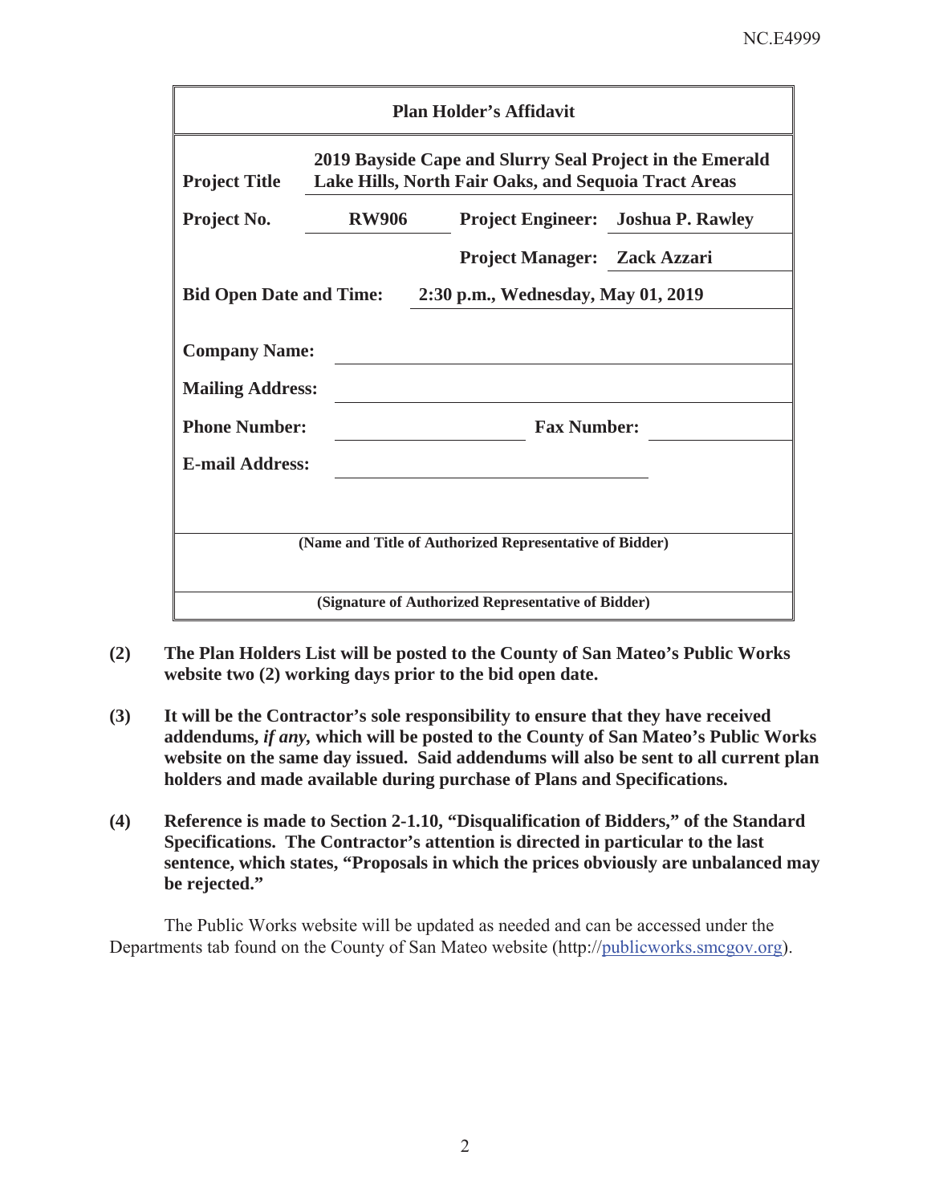## Plan Holder's Affidavit

| | |
|---|---|
| **Project Title** | **2019 Bayside Cape and Slurry Seal Project in the Emerald Lake Hills, North Fair Oaks, and Sequoia Tract Areas** |
| **Project No.** | **RW906** |
| **Project Engineer:** | **Joshua P. Rawley** |
| **Project Manager:** | **Zack Azzari** |
| **Bid Open Date and Time:** | **2:30 p.m., Wednesday, May 01, 2019** |
| **Company Name:** | |
| **Mailing Address:** | |
| **Phone Number:** | |
| **Fax Number:** | |
| **E-mail Address:** | |

_________________________________________________

**(Name and Title of Authorized Representative of Bidder)**

_________________________________________________

**(Signature of Authorized Representative of Bidder)**

**(2)** **The Plan Holders List will be posted to the County of San Mateo's Public Works website two (2) working days prior to the bid open date.**

**(3)** **It will be the Contractor's sole responsibility to ensure that they have received addendums, *if any*, which will be posted to the County of San Mateo's Public Works website on the same day issued. Said addendums will also be sent to all current plan holders and made available during purchase of Plans and Specifications.**

**(4)** **Reference is made to Section 2-1.10, "Disqualification of Bidders," of the Standard Specifications. The Contractor's attention is directed in particular to the last sentence, which states, "Proposals in which the prices obviously are unbalanced may be rejected."**

The Public Works website will be updated as needed and can be accessed under the Departments tab found on the County of San Mateo website (http://publicworks.smcgov.org).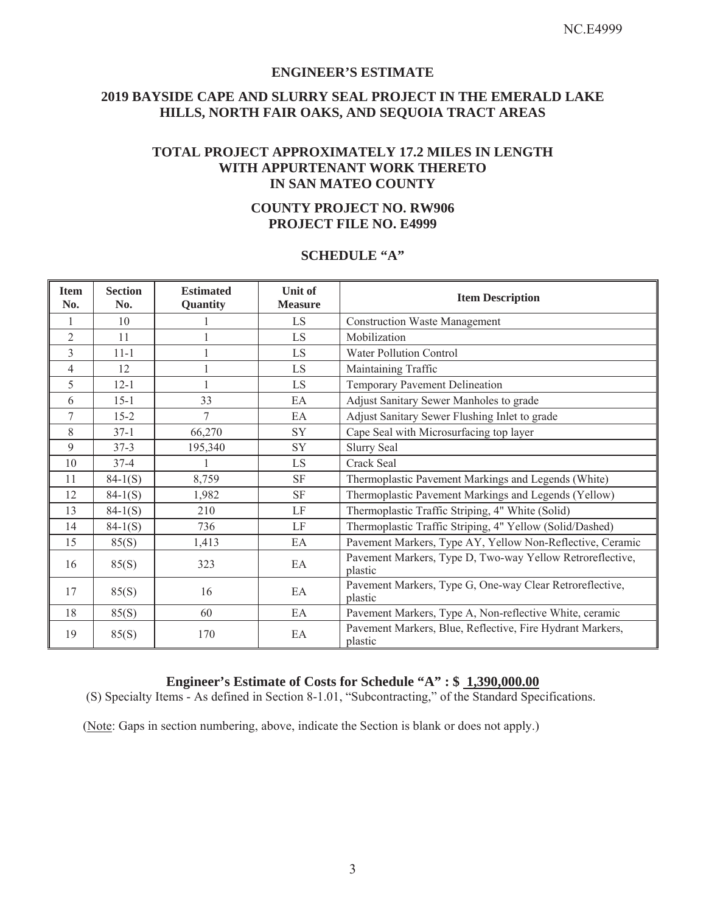# ENGINEER'S ESTIMATE

## 2019 BAYSIDE CAPE AND SLURRY SEAL PROJECT IN THE EMERALD LAKE HILLS, NORTH FAIR OAKS, AND SEQUOIA TRACT AREAS

## TOTAL PROJECT APPROXIMATELY 17.2 MILES IN LENGTH WITH APPURTENANT WORK THERETO IN SAN MATEO COUNTY

## COUNTY PROJECT NO. RW906
## PROJECT FILE NO. E4999

## SCHEDULE "A"

| Item No. | Section No. | Estimated Quantity | Unit of Measure | Item Description |
|---|---|---|---|---|
| 1 | 10 | 1 | LS | Construction Waste Management |
| 2 | 11 | 1 | LS | Mobilization |
| 3 | 11-1 | 1 | LS | Water Pollution Control |
| 4 | 12 | 1 | LS | Maintaining Traffic |
| 5 | 12-1 | 1 | LS | Temporary Pavement Delineation |
| 6 | 15-1 | 33 | EA | Adjust Sanitary Sewer Manholes to grade |
| 7 | 15-2 | 7 | EA | Adjust Sanitary Sewer Flushing Inlet to grade |
| 8 | 37-1 | 66,270 | SY | Cape Seal with Microsurfacing top layer |
| 9 | 37-3 | 195,340 | SY | Slurry Seal |
| 10 | 37-4 | 1 | LS | Crack Seal |
| 11 | 84-1(S) | 8,759 | SF | Thermoplastic Pavement Markings and Legends (White) |
| 12 | 84-1(S) | 1,982 | SF | Thermoplastic Pavement Markings and Legends (Yellow) |
| 13 | 84-1(S) | 210 | LF | Thermoplastic Traffic Striping, 4" White (Solid) |
| 14 | 84-1(S) | 736 | LF | Thermoplastic Traffic Striping, 4" Yellow (Solid/Dashed) |
| 15 | 85(S) | 1,413 | EA | Pavement Markers, Type AY, Yellow Non-Reflective, Ceramic |
| 16 | 85(S) | 323 | EA | Pavement Markers, Type D, Two-way Yellow Retroreflective, plastic |
| 17 | 85(S) | 16 | EA | Pavement Markers, Type G, One-way Clear Retroreflective, plastic |
| 18 | 85(S) | 60 | EA | Pavement Markers, Type A, Non-reflective White, ceramic |
| 19 | 85(S) | 170 | EA | Pavement Markers, Blue, Reflective, Fire Hydrant Markers, plastic |

**Engineer's Estimate of Costs for Schedule "A" : $ 1,390,000.00**

(S) Specialty Items - As defined in Section 8-1.01, "Subcontracting," of the Standard Specifications.

(Note: Gaps in section numbering, above, indicate the Section is blank or does not apply.)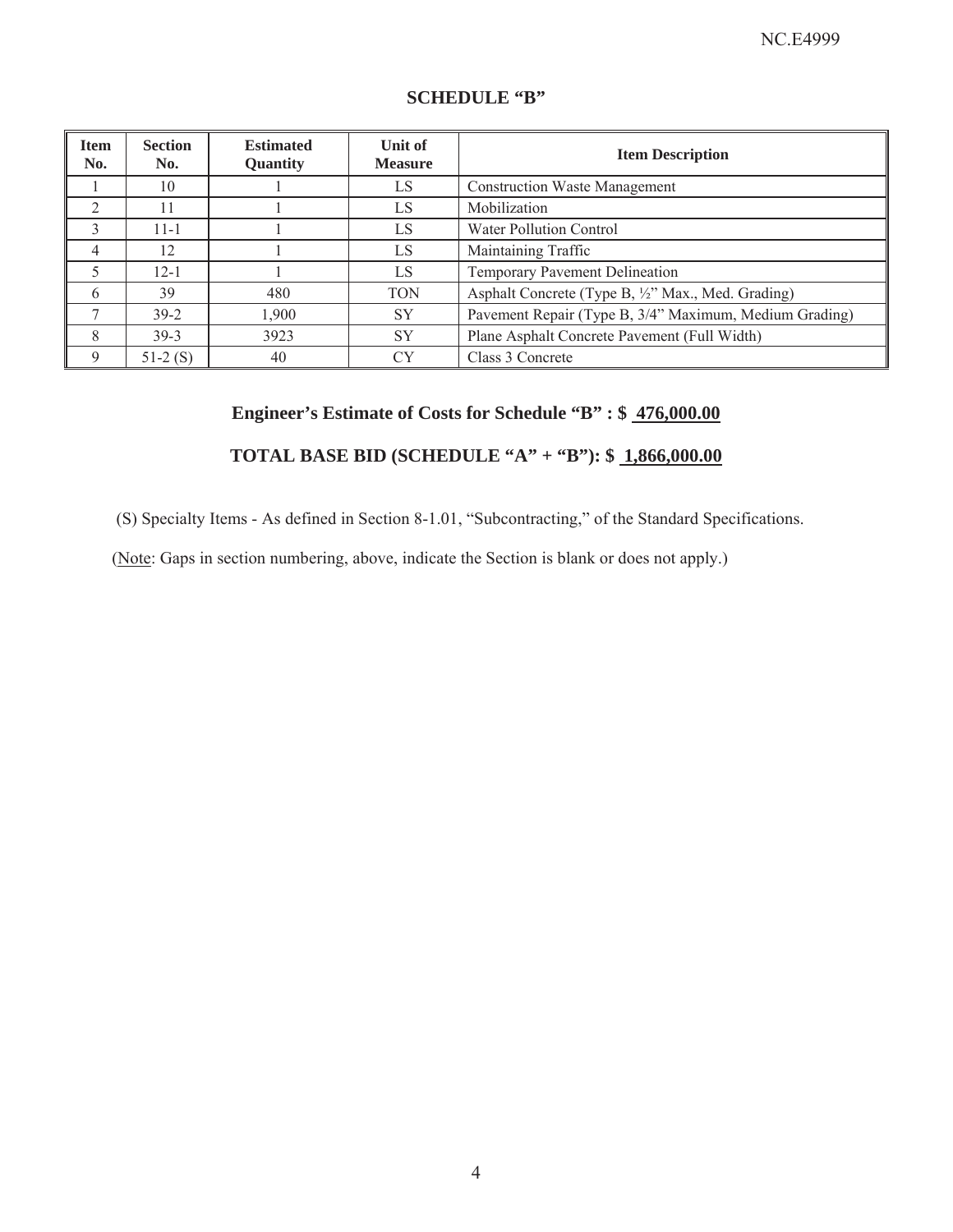## SCHEDULE "B"

| Item No. | Section No. | Estimated Quantity | Unit of Measure | Item Description |
|---|---|---|---|---|
| 1 | 10 | 1 | LS | Construction Waste Management |
| 2 | 11 | 1 | LS | Mobilization |
| 3 | 11-1 | 1 | LS | Water Pollution Control |
| 4 | 12 | 1 | LS | Maintaining Traffic |
| 5 | 12-1 | 1 | LS | Temporary Pavement Delineation |
| 6 | 39 | 480 | TON | Asphalt Concrete (Type B, ½" Max., Med. Grading) |
| 7 | 39-2 | 1,900 | SY | Pavement Repair (Type B, 3/4" Maximum, Medium Grading) |
| 8 | 39-3 | 3923 | SY | Plane Asphalt Concrete Pavement (Full Width) |
| 9 | 51-2 (S) | 40 | CY | Class 3 Concrete |

**Engineer's Estimate of Costs for Schedule "B" : $ 476,000.00**

**TOTAL BASE BID (SCHEDULE "A" + "B"): $ 1,866,000.00**

(S) Specialty Items - As defined in Section 8-1.01, "Subcontracting," of the Standard Specifications.

(Note: Gaps in section numbering, above, indicate the Section is blank or does not apply.)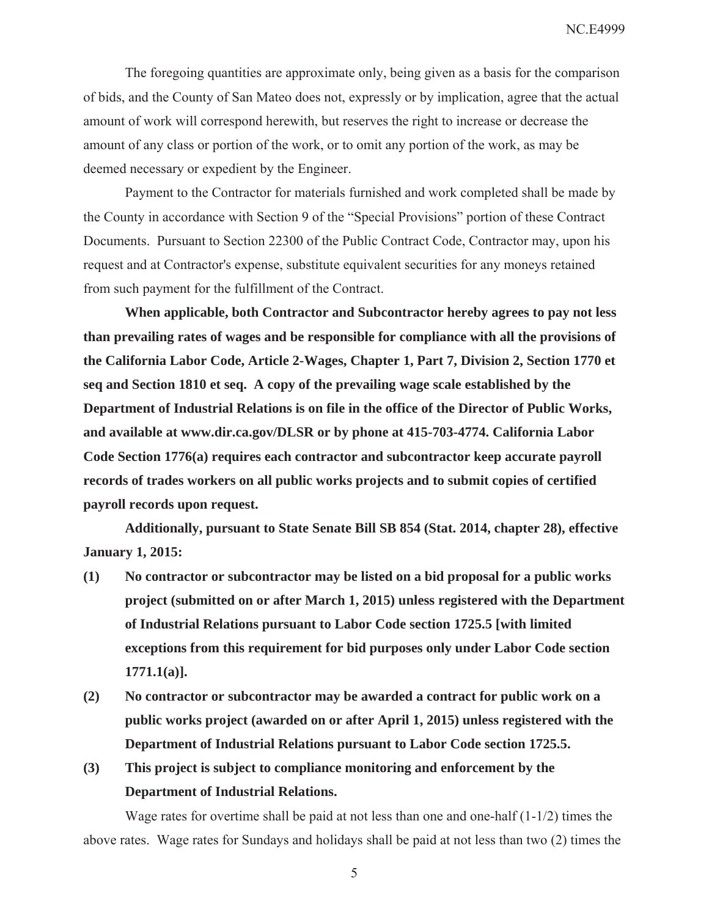The foregoing quantities are approximate only, being given as a basis for the comparison of bids, and the County of San Mateo does not, expressly or by implication, agree that the actual amount of work will correspond herewith, but reserves the right to increase or decrease the amount of any class or portion of the work, or to omit any portion of the work, as may be deemed necessary or expedient by the Engineer.

Payment to the Contractor for materials furnished and work completed shall be made by the County in accordance with Section 9 of the "Special Provisions" portion of these Contract Documents. Pursuant to Section 22300 of the Public Contract Code, Contractor may, upon his request and at Contractor's expense, substitute equivalent securities for any moneys retained from such payment for the fulfillment of the Contract.

**When applicable, both Contractor and Subcontractor hereby agrees to pay not less than prevailing rates of wages and be responsible for compliance with all the provisions of the California Labor Code, Article 2-Wages, Chapter 1, Part 7, Division 2, Section 1770 et seq and Section 1810 et seq. A copy of the prevailing wage scale established by the Department of Industrial Relations is on file in the office of the Director of Public Works, and available at www.dir.ca.gov/DLSR or by phone at 415-703-4774. California Labor Code Section 1776(a) requires each contractor and subcontractor keep accurate payroll records of trades workers on all public works projects and to submit copies of certified payroll records upon request.**

**Additionally, pursuant to State Senate Bill SB 854 (Stat. 2014, chapter 28), effective January 1, 2015:**

**(1) No contractor or subcontractor may be listed on a bid proposal for a public works project (submitted on or after March 1, 2015) unless registered with the Department of Industrial Relations pursuant to Labor Code section 1725.5 [with limited exceptions from this requirement for bid purposes only under Labor Code section 1771.1(a)].**

**(2) No contractor or subcontractor may be awarded a contract for public work on a public works project (awarded on or after April 1, 2015) unless registered with the Department of Industrial Relations pursuant to Labor Code section 1725.5.**

**(3) This project is subject to compliance monitoring and enforcement by the Department of Industrial Relations.**

Wage rates for overtime shall be paid at not less than one and one-half (1-1/2) times the above rates. Wage rates for Sundays and holidays shall be paid at not less than two (2) times the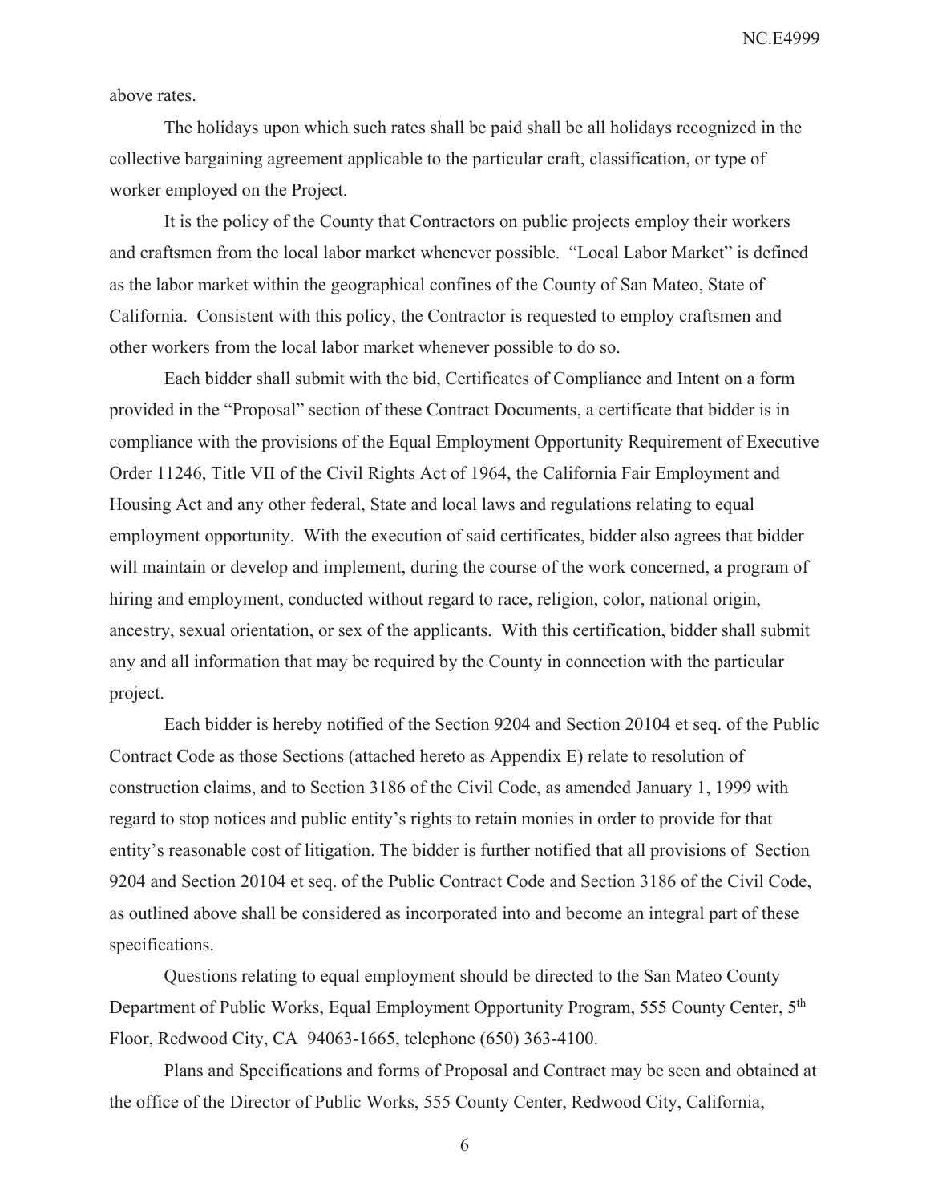above rates.

The holidays upon which such rates shall be paid shall be all holidays recognized in the collective bargaining agreement applicable to the particular craft, classification, or type of worker employed on the Project.

It is the policy of the County that Contractors on public projects employ their workers and craftsmen from the local labor market whenever possible. "Local Labor Market" is defined as the labor market within the geographical confines of the County of San Mateo, State of California. Consistent with this policy, the Contractor is requested to employ craftsmen and other workers from the local labor market whenever possible to do so.

Each bidder shall submit with the bid, Certificates of Compliance and Intent on a form provided in the "Proposal" section of these Contract Documents, a certificate that bidder is in compliance with the provisions of the Equal Employment Opportunity Requirement of Executive Order 11246, Title VII of the Civil Rights Act of 1964, the California Fair Employment and Housing Act and any other federal, State and local laws and regulations relating to equal employment opportunity. With the execution of said certificates, bidder also agrees that bidder will maintain or develop and implement, during the course of the work concerned, a program of hiring and employment, conducted without regard to race, religion, color, national origin, ancestry, sexual orientation, or sex of the applicants. With this certification, bidder shall submit any and all information that may be required by the County in connection with the particular project.

Each bidder is hereby notified of the Section 9204 and Section 20104 et seq. of the Public Contract Code as those Sections (attached hereto as Appendix E) relate to resolution of construction claims, and to Section 3186 of the Civil Code, as amended January 1, 1999 with regard to stop notices and public entity's rights to retain monies in order to provide for that entity's reasonable cost of litigation. The bidder is further notified that all provisions of Section 9204 and Section 20104 et seq. of the Public Contract Code and Section 3186 of the Civil Code, as outlined above shall be considered as incorporated into and become an integral part of these specifications.

Questions relating to equal employment should be directed to the San Mateo County Department of Public Works, Equal Employment Opportunity Program, 555 County Center, 5th Floor, Redwood City, CA 94063-1665, telephone (650) 363-4100.

Plans and Specifications and forms of Proposal and Contract may be seen and obtained at the office of the Director of Public Works, 555 County Center, Redwood City, California,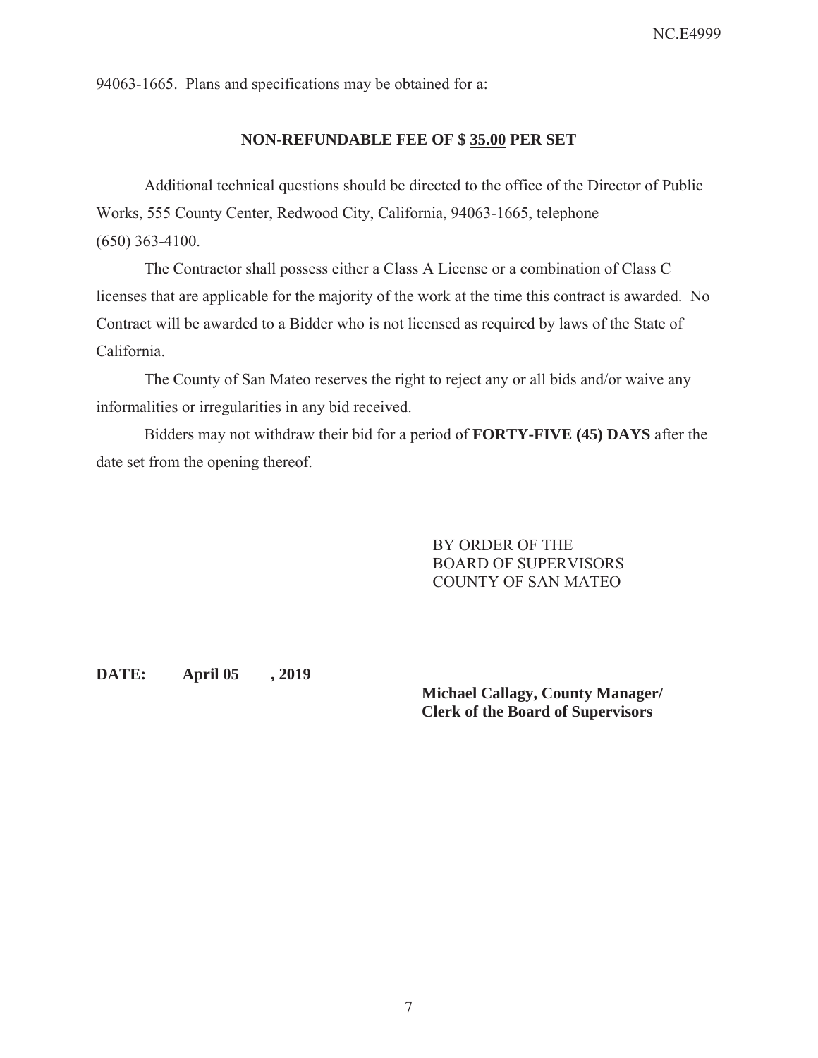94063-1665. Plans and specifications may be obtained for a:

**NON-REFUNDABLE FEE OF $ 35.00 PER SET**

Additional technical questions should be directed to the office of the Director of Public Works, 555 County Center, Redwood City, California, 94063-1665, telephone (650) 363-4100.

The Contractor shall possess either a Class A License or a combination of Class C licenses that are applicable for the majority of the work at the time this contract is awarded. No Contract will be awarded to a Bidder who is not licensed as required by laws of the State of California.

The County of San Mateo reserves the right to reject any or all bids and/or waive any informalities or irregularities in any bid received.

Bidders may not withdraw their bid for a period of **FORTY-FIVE (45) DAYS** after the date set from the opening thereof.

BY ORDER OF THE
BOARD OF SUPERVISORS
COUNTY OF SAN MATEO

**DATE: April 05 , 2019**

**Michael Callagy, County Manager/**
**Clerk of the Board of Supervisors**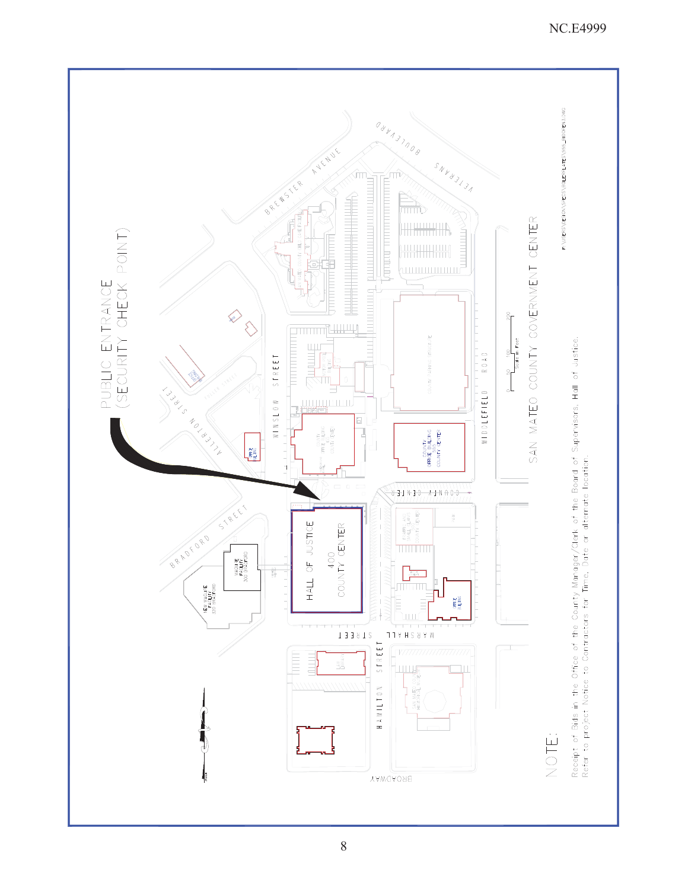PUBLIC ENTRANCE
(SECURITY CHECK POINT)

HALL OF JUSTICE
400
COUNTY CENTER

SAN MATEO COUNTY GOVERNMENT CENTER

NOTE:

Receipt of Bids in the Office of the County Manager/Clerk of the Board of Supervisors, Hall of Justice.
Refer to project Notice to Contractors for Time, Date or alternate location.